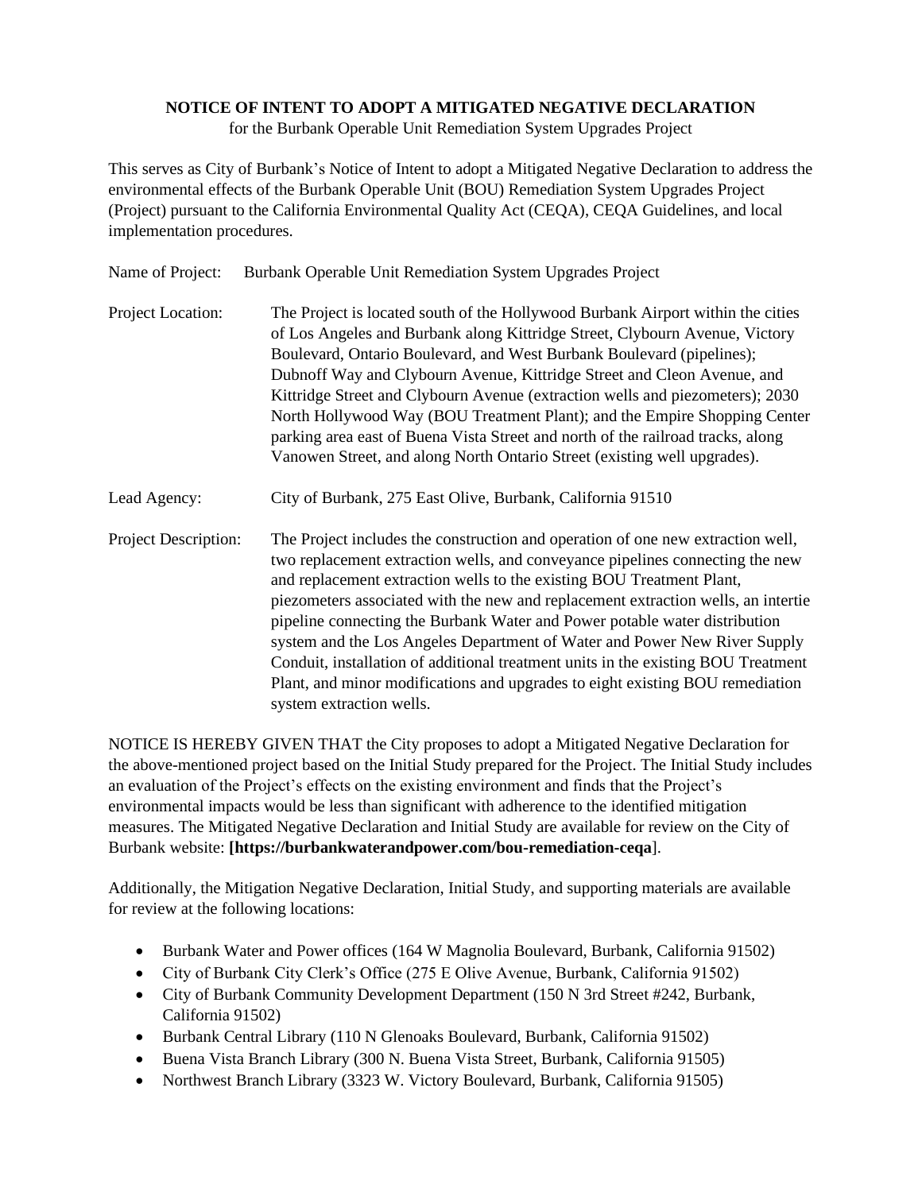**NOTICE OF INTENT TO ADOPT A MITIGATED NEGATIVE DECLARATION**

for the Burbank Operable Unit Remediation System Upgrades Project

This serves as City of Burbank's Notice of Intent to adopt a Mitigated Negative Declaration to address the environmental effects of the Burbank Operable Unit (BOU) Remediation System Upgrades Project (Project) pursuant to the California Environmental Quality Act (CEQA), CEQA Guidelines, and local implementation procedures.

Name of Project: Burbank Operable Unit Remediation System Upgrades Project

Project Location: The Project is located south of the Hollywood Burbank Airport within the cities of Los Angeles and Burbank along Kittridge Street, Clybourn Avenue, Victory Boulevard, Ontario Boulevard, and West Burbank Boulevard (pipelines); Dubnoff Way and Clybourn Avenue, Kittridge Street and Cleon Avenue, and Kittridge Street and Clybourn Avenue (extraction wells and piezometers); 2030 North Hollywood Way (BOU Treatment Plant); and the Empire Shopping Center parking area east of Buena Vista Street and north of the railroad tracks, along Vanowen Street, and along North Ontario Street (existing well upgrades).

Lead Agency: City of Burbank, 275 East Olive, Burbank, California 91510

Project Description: The Project includes the construction and operation of one new extraction well, two replacement extraction wells, and conveyance pipelines connecting the new and replacement extraction wells to the existing BOU Treatment Plant, piezometers associated with the new and replacement extraction wells, an intertie pipeline connecting the Burbank Water and Power potable water distribution system and the Los Angeles Department of Water and Power New River Supply Conduit, installation of additional treatment units in the existing BOU Treatment Plant, and minor modifications and upgrades to eight existing BOU remediation system extraction wells.

NOTICE IS HEREBY GIVEN THAT the City proposes to adopt a Mitigated Negative Declaration for the above-mentioned project based on the Initial Study prepared for the Project. The Initial Study includes an evaluation of the Project's effects on the existing environment and finds that the Project's environmental impacts would be less than significant with adherence to the identified mitigation measures. The Mitigated Negative Declaration and Initial Study are available for review on the City of Burbank website: **[https://burbankwaterandpower.com/bou-remediation-ceqa**].

Additionally, the Mitigation Negative Declaration, Initial Study, and supporting materials are available for review at the following locations:

- Burbank Water and Power offices (164 W Magnolia Boulevard, Burbank, California 91502)
- City of Burbank City Clerk's Office (275 E Olive Avenue, Burbank, California 91502)
- City of Burbank Community Development Department (150 N 3rd Street #242, Burbank, California 91502)
- Burbank Central Library (110 N Glenoaks Boulevard, Burbank, California 91502)
- Buena Vista Branch Library (300 N. Buena Vista Street, Burbank, California 91505)
- Northwest Branch Library (3323 W. Victory Boulevard, Burbank, California 91505)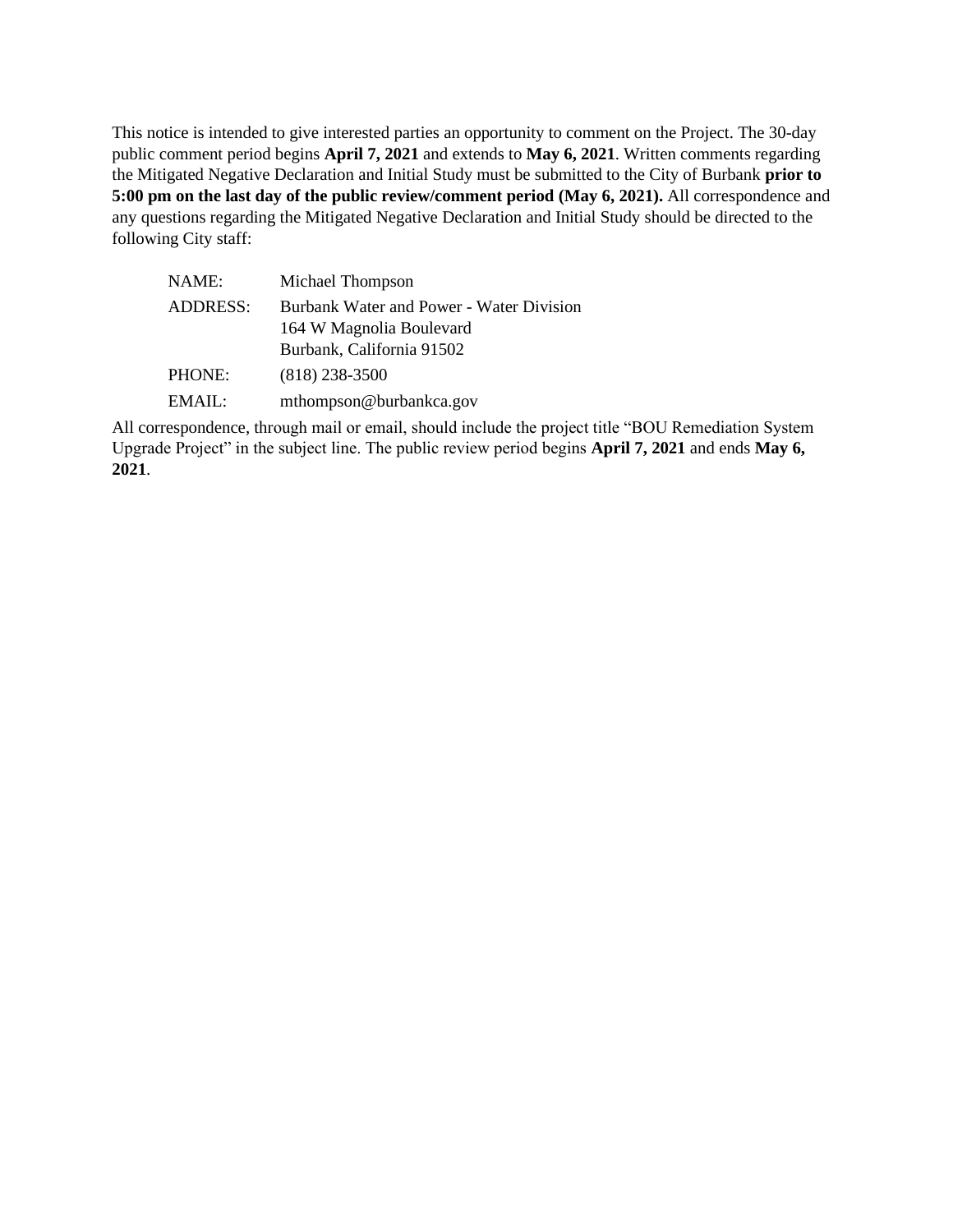This notice is intended to give interested parties an opportunity to comment on the Project. The 30-day public comment period begins **April 7, 2021** and extends to **May 6, 2021**. Written comments regarding the Mitigated Negative Declaration and Initial Study must be submitted to the City of Burbank **prior to 5:00 pm on the last day of the public review/comment period (May 6, 2021).** All correspondence and any questions regarding the Mitigated Negative Declaration and Initial Study should be directed to the following City staff:

| | |
|---|---|
| NAME: | Michael Thompson |
| ADDRESS: | Burbank Water and Power - Water Division<br>164 W Magnolia Boulevard<br>Burbank, California 91502 |
| PHONE: | (818) 238-3500 |
| EMAIL: | mthompson@burbankca.gov |

All correspondence, through mail or email, should include the project title "BOU Remediation System Upgrade Project" in the subject line. The public review period begins **April 7, 2021** and ends **May 6, 2021**.